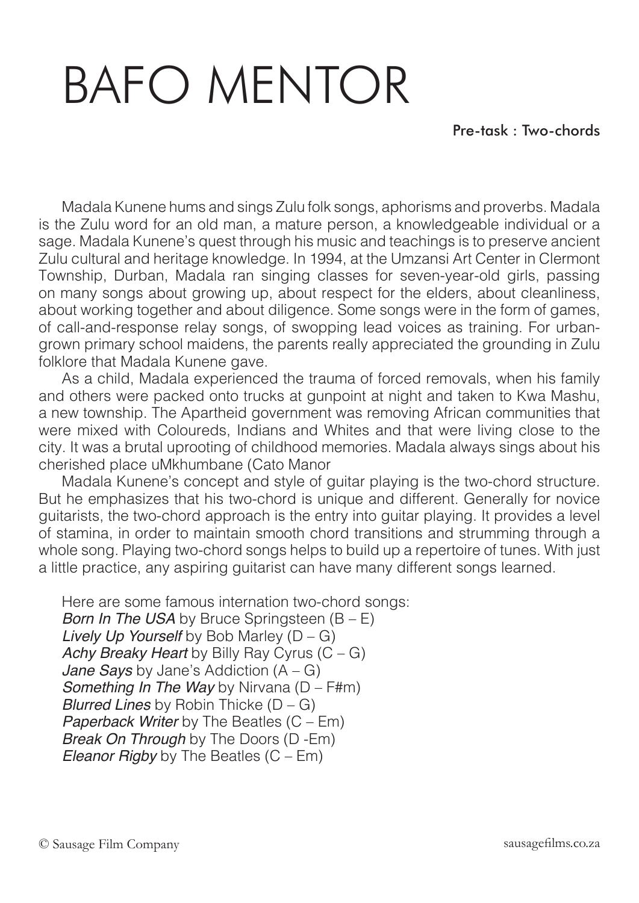# BAFO MENTOR

**Pre-task : Two-chords**

Madala Kunene hums and sings Zulu folk songs, aphorisms and proverbs. Madala is the Zulu word for an old man, a mature person, a knowledgeable individual or a sage. Madala Kunene's quest through his music and teachings is to preserve ancient Zulu cultural and heritage knowledge. In 1994, at the Umzansi Art Center in Clermont Township, Durban, Madala ran singing classes for seven-year-old girls, passing on many songs about growing up, about respect for the elders, about cleanliness, about working together and about diligence. Some songs were in the form of games, of call-and-response relay songs, of swopping lead voices as training. For urban-grown primary school maidens, the parents really appreciated the grounding in Zulu folklore that Madala Kunene gave.

As a child, Madala experienced the trauma of forced removals, when his family and others were packed onto trucks at gunpoint at night and taken to Kwa Mashu, a new township. The Apartheid government was removing African communities that were mixed with Coloureds, Indians and Whites and that were living close to the city. It was a brutal uprooting of childhood memories. Madala always sings about his cherished place uMkhumbane (Cato Manor

Madala Kunene's concept and style of guitar playing is the two-chord structure. But he emphasizes that his two-chord is unique and different. Generally for novice guitarists, the two-chord approach is the entry into guitar playing. It provides a level of stamina, in order to maintain smooth chord transitions and strumming through a whole song. Playing two-chord songs helps to build up a repertoire of tunes. With just a little practice, any aspiring guitarist can have many different songs learned.

Here are some famous internation two-chord songs:
*Born In The USA* by Bruce Springsteen (B – E)
*Lively Up Yourself* by Bob Marley (D – G)
*Achy Breaky Heart* by Billy Ray Cyrus (C – G)
*Jane Says* by Jane's Addiction (A – G)
*Something In The Way* by Nirvana (D – F#m)
*Blurred Lines* by Robin Thicke (D – G)
*Paperback Writer* by The Beatles (C – Em)
*Break On Through* by The Doors (D -Em)
*Eleanor Rigby* by The Beatles (C – Em)

© Sausage Film Company sausagefilms.co.za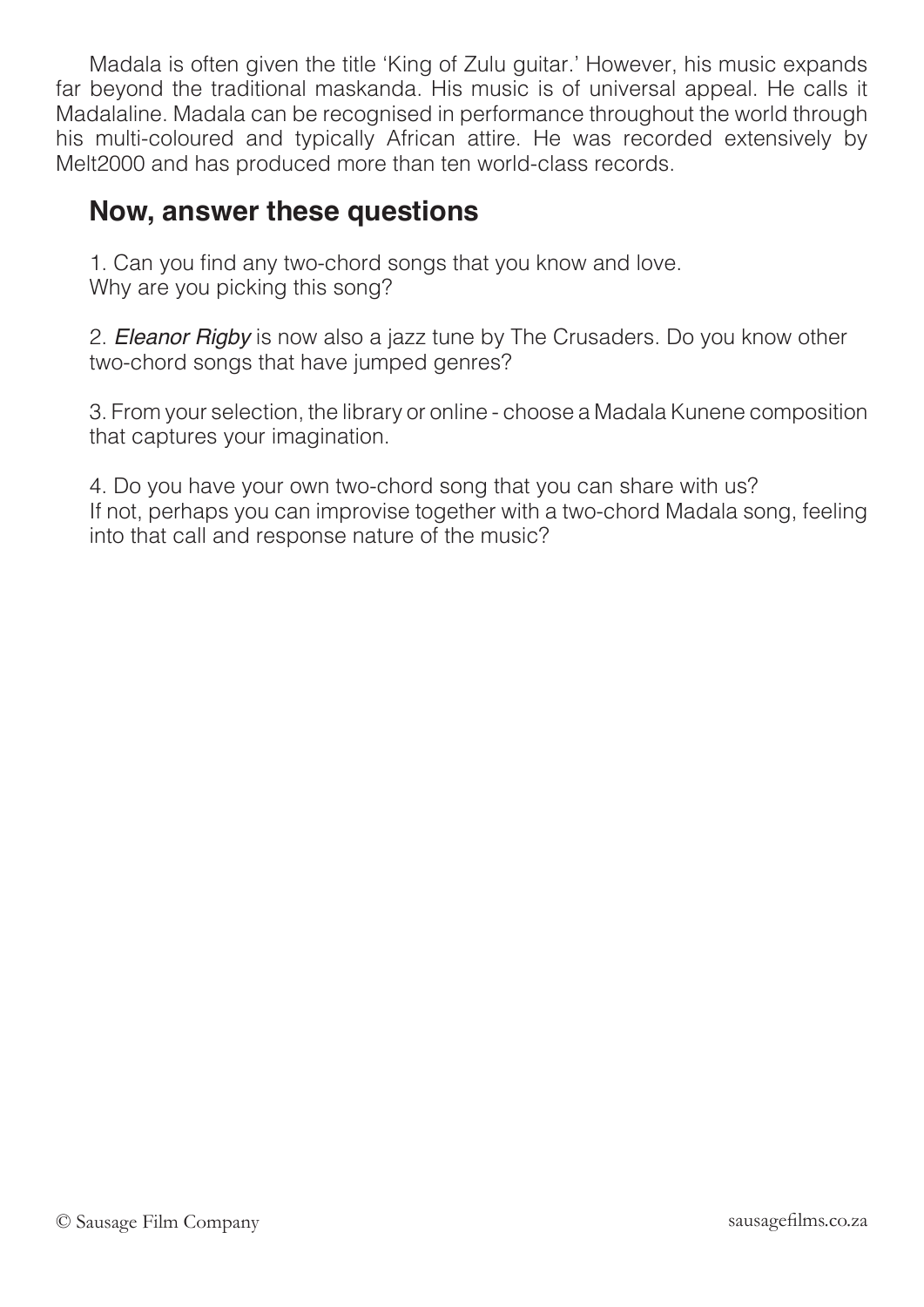Madala is often given the title 'King of Zulu guitar.' However, his music expands far beyond the traditional maskanda. His music is of universal appeal. He calls it Madalaline. Madala can be recognised in performance throughout the world through his multi-coloured and typically African attire. He was recorded extensively by Melt2000 and has produced more than ten world-class records.

## Now, answer these questions

1. Can you find any two-chord songs that you know and love.
Why are you picking this song?

2. *Eleanor Rigby* is now also a jazz tune by The Crusaders. Do you know other two-chord songs that have jumped genres?

3. From your selection, the library or online - choose a Madala Kunene composition that captures your imagination.

4. Do you have your own two-chord song that you can share with us?
If not, perhaps you can improvise together with a two-chord Madala song, feeling into that call and response nature of the music?